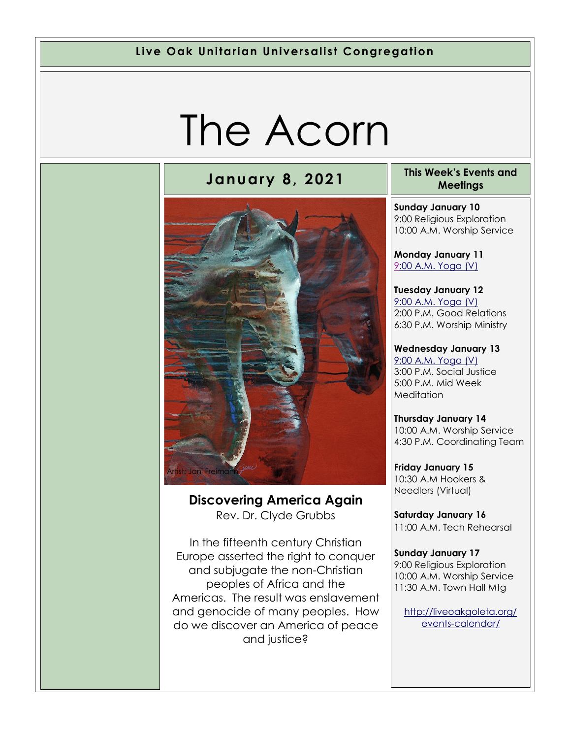**Live Oak Unitarian Universalist Congregation**

# The Acorn

## January 8, 2021

Artist: Jani Freimann

### Discovering America Again

Rev. Dr. Clyde Grubbs

In the fifteenth century Christian Europe asserted the right to conquer and subjugate the non-Christian peoples of Africa and the Americas. The result was enslavement and genocide of many peoples. How do we discover an America of peace and justice?

### This Week's Events and Meetings

**Sunday January 10**
9:00 Religious Exploration
10:00 A.M. Worship Service

**Monday January 11**
9:00 A.M. Yoga (V)

**Tuesday January 12**
9:00 A.M. Yoga (V)
2:00 P.M. Good Relations
6:30 P.M. Worship Ministry

**Wednesday January 13**
9:00 A.M. Yoga (V)
3:00 P.M. Social Justice
5:00 P.M. Mid Week Meditation

**Thursday January 14**
10:00 A.M. Worship Service
4:30 P.M. Coordinating Team

**Friday January 15**
10:30 A.M Hookers & Needlers (Virtual)

**Saturday January 16**
11:00 A.M. Tech Rehearsal

**Sunday January 17**
9:00 Religious Exploration
10:00 A.M. Worship Service
11:30 A.M. Town Hall Mtg

http://liveoakgoleta.org/events-calendar/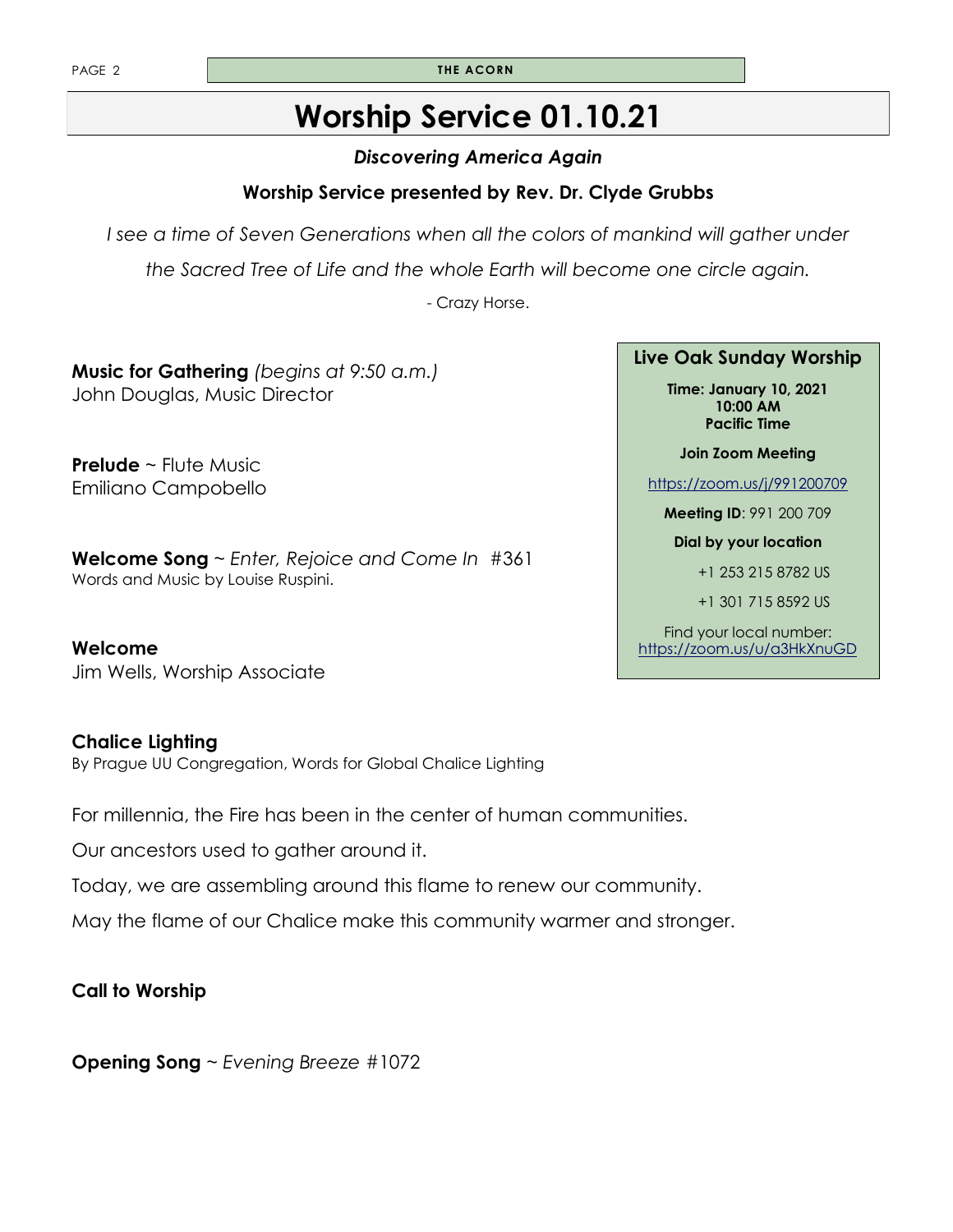# Worship Service 01.10.21

***Discovering America Again***

**Worship Service presented by Rev. Dr. Clyde Grubbs**

*I see a time of Seven Generations when all the colors of mankind will gather under the Sacred Tree of Life and the whole Earth will become one circle again.*

- Crazy Horse.

**Music for Gathering** *(begins at 9:50 a.m.)*
John Douglas, Music Director

**Prelude** ~ Flute Music
Emiliano Campobello

**Welcome Song** ~ *Enter, Rejoice and Come In* #361
Words and Music by Louise Ruspini.

**Welcome**
Jim Wells, Worship Associate

**Chalice Lighting**
By Prague UU Congregation, Words for Global Chalice Lighting

For millennia, the Fire has been in the center of human communities.

Our ancestors used to gather around it.

Today, we are assembling around this flame to renew our community.

May the flame of our Chalice make this community warmer and stronger.

**Call to Worship**

**Opening Song** ~ *Evening Breeze* #1072

**Live Oak Sunday Worship**

**Time: January 10, 2021**
**10:00 AM**
**Pacific Time**

**Join Zoom Meeting**

https://zoom.us/j/991200709

**Meeting ID**: 991 200 709

**Dial by your location**

+1 253 215 8782 US

+1 301 715 8592 US

Find your local number:
https://zoom.us/u/a3HkXnuGD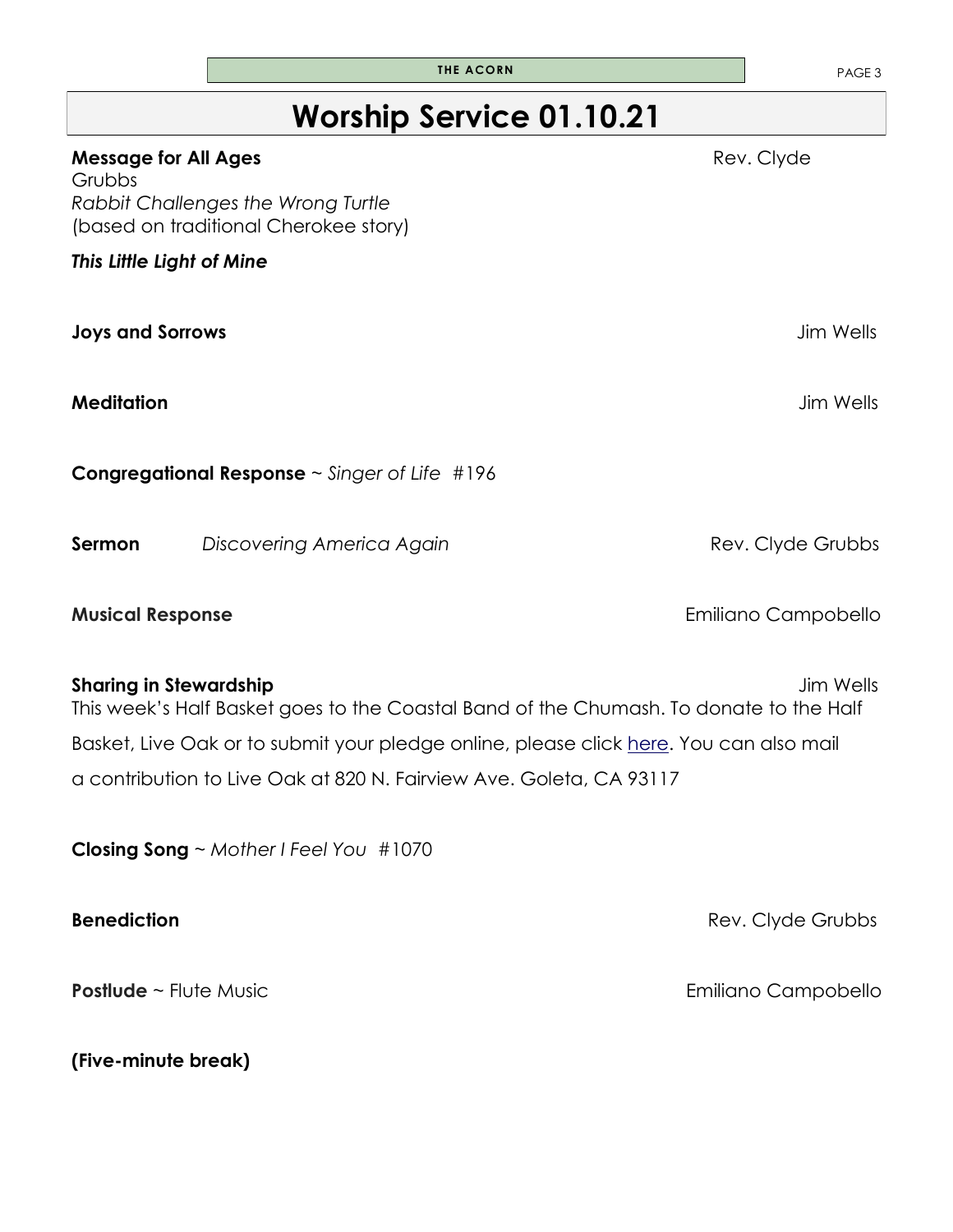# Worship Service 01.10.21

**Message for All Ages** — Rev. Clyde Grubbs
*Rabbit Challenges the Wrong Turtle*
(based on traditional Cherokee story)

***This Little Light of Mine***

**Joys and Sorrows** — Jim Wells

**Meditation** — Jim Wells

**Congregational Response** ~ *Singer of Life* #196

**Sermon** *Discovering America Again* — Rev. Clyde Grubbs

**Musical Response** — Emiliano Campobello

**Sharing in Stewardship** — Jim Wells
This week's Half Basket goes to the Coastal Band of the Chumash. To donate to the Half Basket, Live Oak or to submit your pledge online, please click here. You can also mail a contribution to Live Oak at 820 N. Fairview Ave. Goleta, CA 93117

**Closing Song** ~ *Mother I Feel You* #1070

**Benediction** — Rev. Clyde Grubbs

**Postlude** ~ Flute Music — Emiliano Campobello

**(Five-minute break)**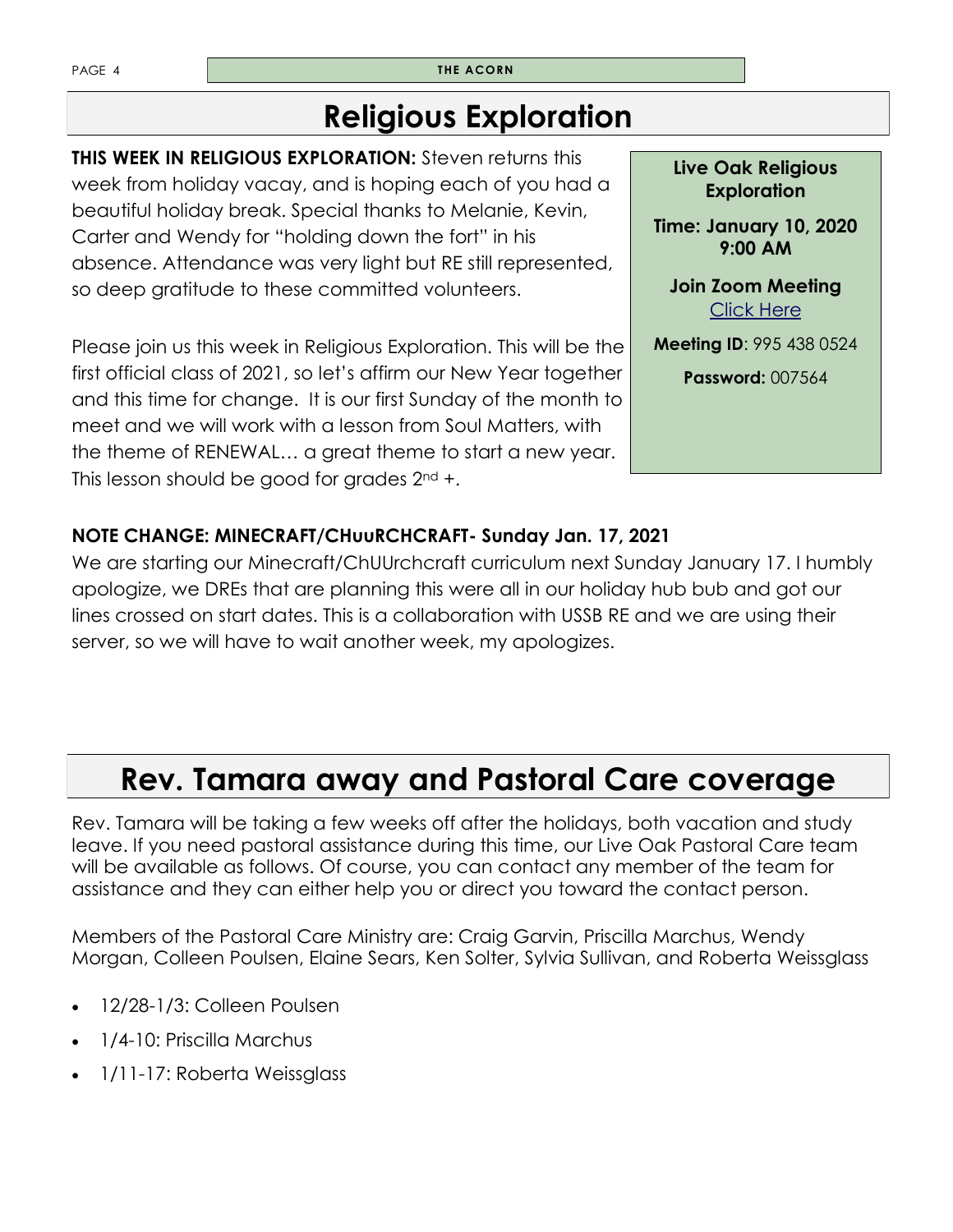# Religious Exploration

**THIS WEEK IN RELIGIOUS EXPLORATION:** Steven returns this week from holiday vacay, and is hoping each of you had a beautiful holiday break. Special thanks to Melanie, Kevin, Carter and Wendy for "holding down the fort" in his absence. Attendance was very light but RE still represented, so deep gratitude to these committed volunteers.

Please join us this week in Religious Exploration. This will be the first official class of 2021, so let's affirm our New Year together and this time for change. It is our first Sunday of the month to meet and we will work with a lesson from Soul Matters, with the theme of RENEWAL… a great theme to start a new year. This lesson should be good for grades 2nd +.

**Live Oak Religious Exploration**

**Time: January 10, 2020 9:00 AM**

**Join Zoom Meeting**
Click Here

**Meeting ID**: 995 438 0524

**Password:** 007564

**NOTE CHANGE: MINECRAFT/CHuuRCHCRAFT- Sunday Jan. 17, 2021**

We are starting our Minecraft/ChUUrchcraft curriculum next Sunday January 17. I humbly apologize, we DREs that are planning this were all in our holiday hub bub and got our lines crossed on start dates. This is a collaboration with USSB RE and we are using their server, so we will have to wait another week, my apologizes.

# Rev. Tamara away and Pastoral Care coverage

Rev. Tamara will be taking a few weeks off after the holidays, both vacation and study leave. If you need pastoral assistance during this time, our Live Oak Pastoral Care team will be available as follows. Of course, you can contact any member of the team for assistance and they can either help you or direct you toward the contact person.

Members of the Pastoral Care Ministry are: Craig Garvin, Priscilla Marchus, Wendy Morgan, Colleen Poulsen, Elaine Sears, Ken Solter, Sylvia Sullivan, and Roberta Weissglass

- 12/28-1/3: Colleen Poulsen
- 1/4-10: Priscilla Marchus
- 1/11-17: Roberta Weissglass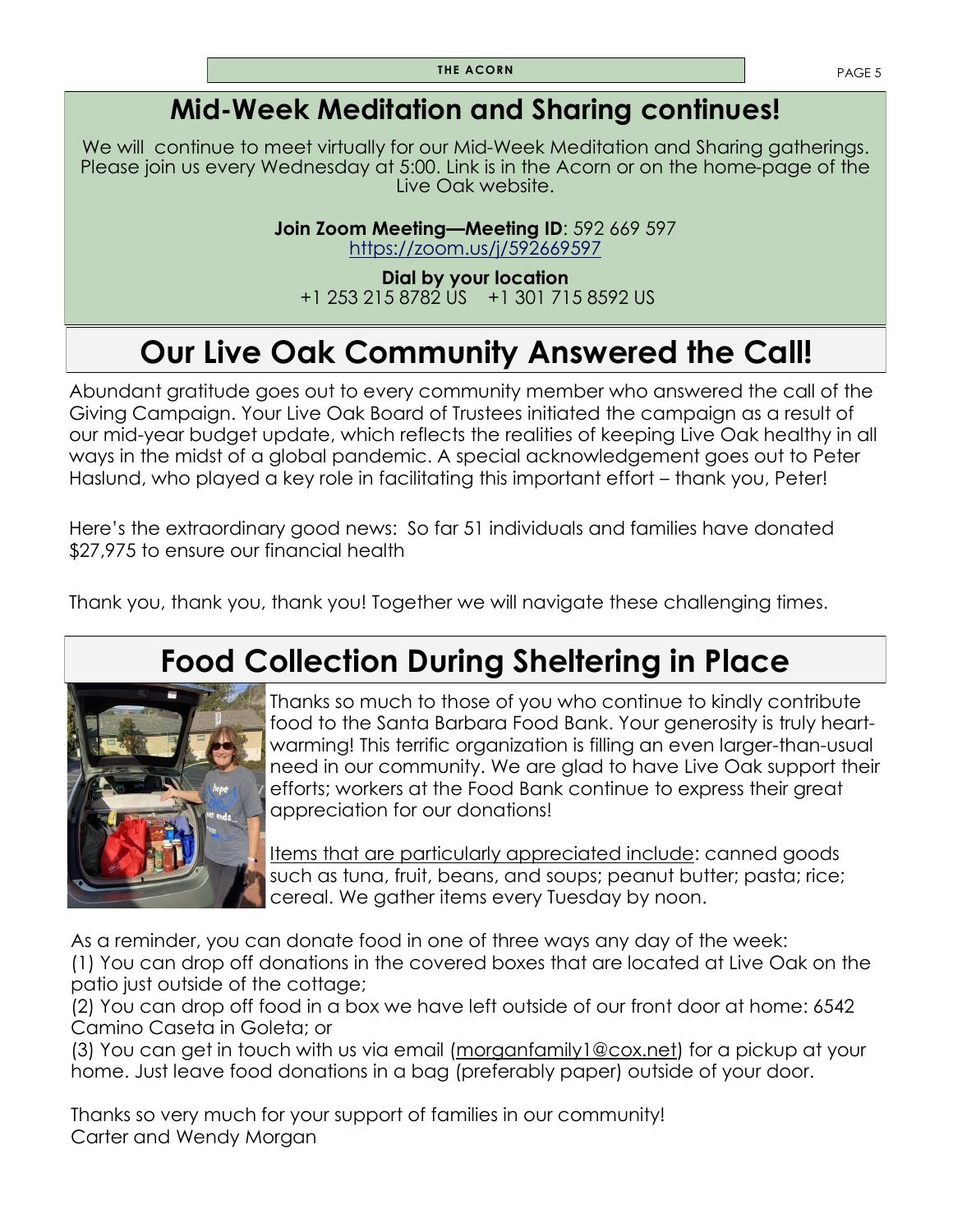## Mid-Week Meditation and Sharing continues!

We will continue to meet virtually for our Mid-Week Meditation and Sharing gatherings. Please join us every Wednesday at 5:00. Link is in the Acorn or on the home-page of the Live Oak website.

**Join Zoom Meeting—Meeting ID**: 592 669 597
https://zoom.us/j/592669597

**Dial by your location**
+1 253 215 8782 US   +1 301 715 8592 US

## Our Live Oak Community Answered the Call!

Abundant gratitude goes out to every community member who answered the call of the Giving Campaign. Your Live Oak Board of Trustees initiated the campaign as a result of our mid-year budget update, which reflects the realities of keeping Live Oak healthy in all ways in the midst of a global pandemic. A special acknowledgement goes out to Peter Haslund, who played a key role in facilitating this important effort – thank you, Peter!

Here's the extraordinary good news: So far 51 individuals and families have donated $27,975 to ensure our financial health

Thank you, thank you, thank you! Together we will navigate these challenging times.

## Food Collection During Sheltering in Place

Thanks so much to those of you who continue to kindly contribute food to the Santa Barbara Food Bank. Your generosity is truly heart-warming! This terrific organization is filling an even larger-than-usual need in our community. We are glad to have Live Oak support their efforts; workers at the Food Bank continue to express their great appreciation for our donations!

Items that are particularly appreciated include: canned goods such as tuna, fruit, beans, and soups; peanut butter; pasta; rice; cereal. We gather items every Tuesday by noon.

As a reminder, you can donate food in one of three ways any day of the week:
(1) You can drop off donations in the covered boxes that are located at Live Oak on the patio just outside of the cottage;
(2) You can drop off food in a box we have left outside of our front door at home: 6542 Camino Caseta in Goleta; or
(3) You can get in touch with us via email (morganfamily1@cox.net) for a pickup at your home. Just leave food donations in a bag (preferably paper) outside of your door.

Thanks so very much for your support of families in our community!
Carter and Wendy Morgan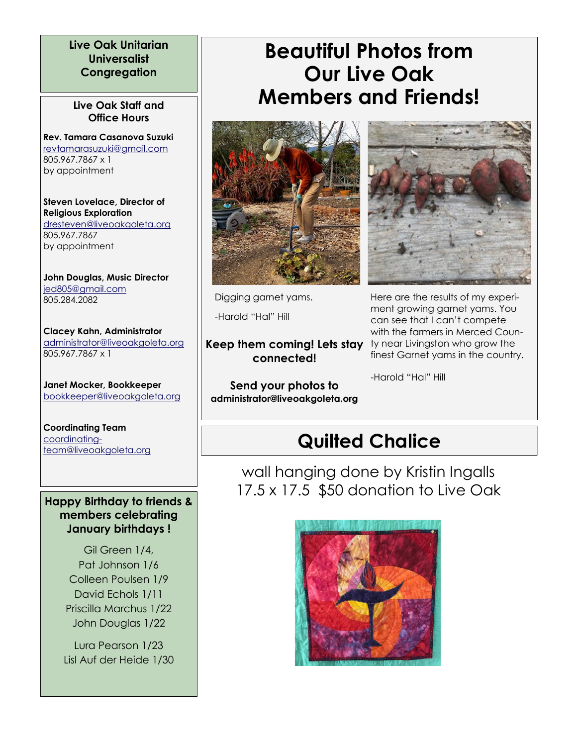**Live Oak Unitarian Universalist Congregation**

**Live Oak Staff and Office Hours**

**Rev. Tamara Casanova Suzuki**
revtamarasuzuki@gmail.com
805.967.7867 x 1
by appointment

**Steven Lovelace, Director of Religious Exploration**
dresteven@liveoakgoleta.org
805.967.7867
by appointment

**John Douglas, Music Director**
jed805@gmail.com
805.284.2082

**Clacey Kahn, Administrator**
administrator@liveoakgoleta.org
805.967.7867 x 1

**Janet Mocker, Bookkeeper**
bookkeeper@liveoakgoleta.org

**Coordinating Team**
coordinating-team@liveoakgoleta.org

**Happy Birthday to friends & members celebrating January birthdays !**

Gil Green 1/4,
Pat Johnson 1/6
Colleen Poulsen 1/9
David Echols 1/11
Priscilla Marchus 1/22
John Douglas 1/22

Lura Pearson 1/23
Lisl Auf der Heide 1/30

# Beautiful Photos from Our Live Oak Members and Friends!

Digging garnet yams.

-Harold "Hal" Hill

Here are the results of my experiment growing garnet yams. You can see that I can't compete with the farmers in Merced County near Livingston who grow the finest Garnet yams in the country.

-Harold "Hal" Hill

**Keep them coming! Lets stay connected!**

**Send your photos to administrator@liveoakgoleta.org**

# Quilted Chalice

wall hanging done by Kristin Ingalls
17.5 x 17.5 $50 donation to Live Oak